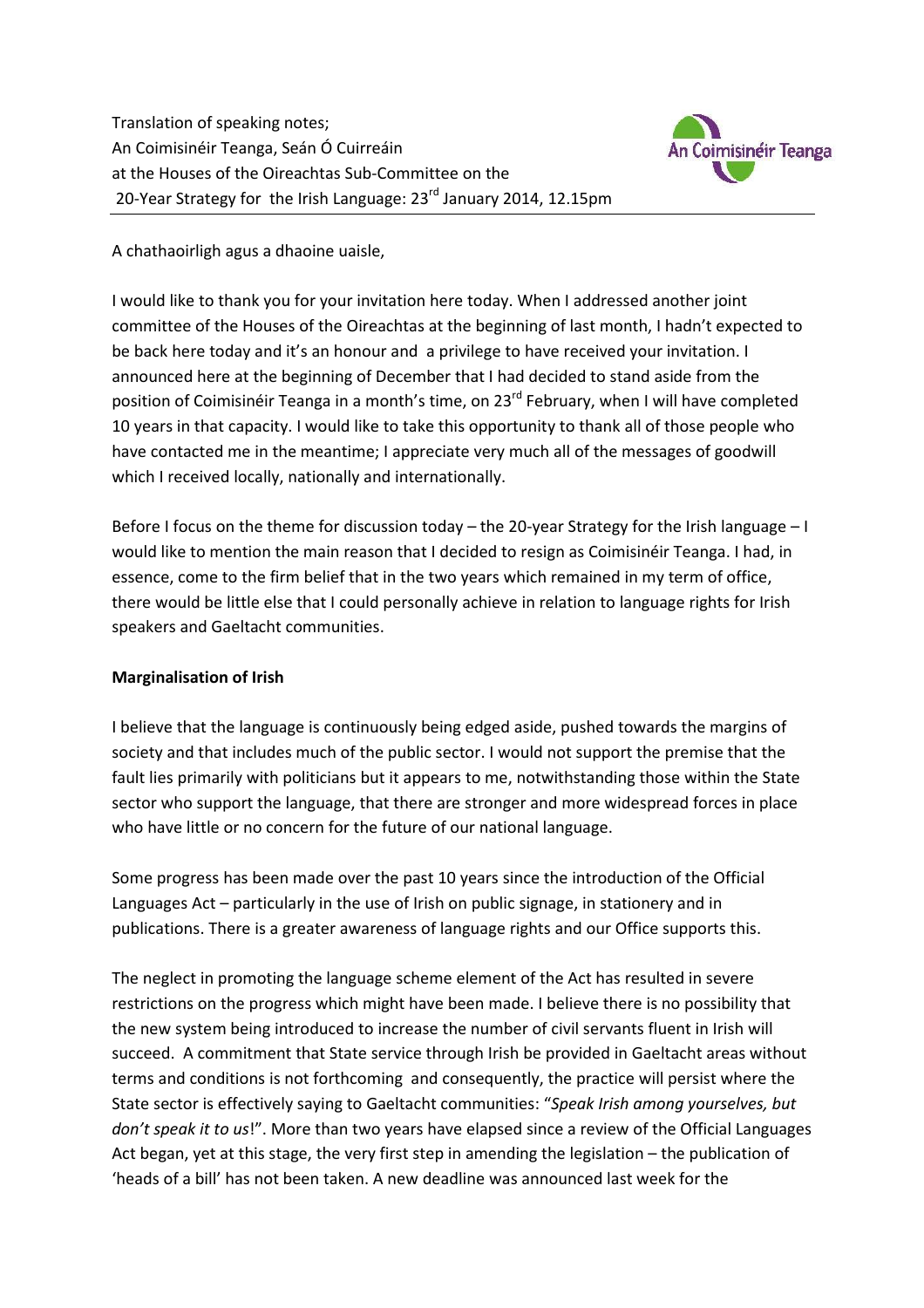Translation of speaking notes;
An Coimisinéir Teanga, Seán Ó Cuirreáin
at the Houses of the Oireachtas Sub-Committee on the
20-Year Strategy for the Irish Language: 23rd January 2014, 12.15pm

A chathaoirligh agus a dhaoine uaisle,

I would like to thank you for your invitation here today. When I addressed another joint committee of the Houses of the Oireachtas at the beginning of last month, I hadn't expected to be back here today and it's an honour and a privilege to have received your invitation. I announced here at the beginning of December that I had decided to stand aside from the position of Coimisinéir Teanga in a month's time, on 23rd February, when I will have completed 10 years in that capacity. I would like to take this opportunity to thank all of those people who have contacted me in the meantime; I appreciate very much all of the messages of goodwill which I received locally, nationally and internationally.

Before I focus on the theme for discussion today – the 20-year Strategy for the Irish language – I would like to mention the main reason that I decided to resign as Coimisinéir Teanga. I had, in essence, come to the firm belief that in the two years which remained in my term of office, there would be little else that I could personally achieve in relation to language rights for Irish speakers and Gaeltacht communities.

**Marginalisation of Irish**

I believe that the language is continuously being edged aside, pushed towards the margins of society and that includes much of the public sector. I would not support the premise that the fault lies primarily with politicians but it appears to me, notwithstanding those within the State sector who support the language, that there are stronger and more widespread forces in place who have little or no concern for the future of our national language.

Some progress has been made over the past 10 years since the introduction of the Official Languages Act – particularly in the use of Irish on public signage, in stationery and in publications. There is a greater awareness of language rights and our Office supports this.

The neglect in promoting the language scheme element of the Act has resulted in severe restrictions on the progress which might have been made. I believe there is no possibility that the new system being introduced to increase the number of civil servants fluent in Irish will succeed. A commitment that State service through Irish be provided in Gaeltacht areas without terms and conditions is not forthcoming and consequently, the practice will persist where the State sector is effectively saying to Gaeltacht communities: "*Speak Irish among yourselves, but don't speak it to us*!". More than two years have elapsed since a review of the Official Languages Act began, yet at this stage, the very first step in amending the legislation – the publication of 'heads of a bill' has not been taken. A new deadline was announced last week for the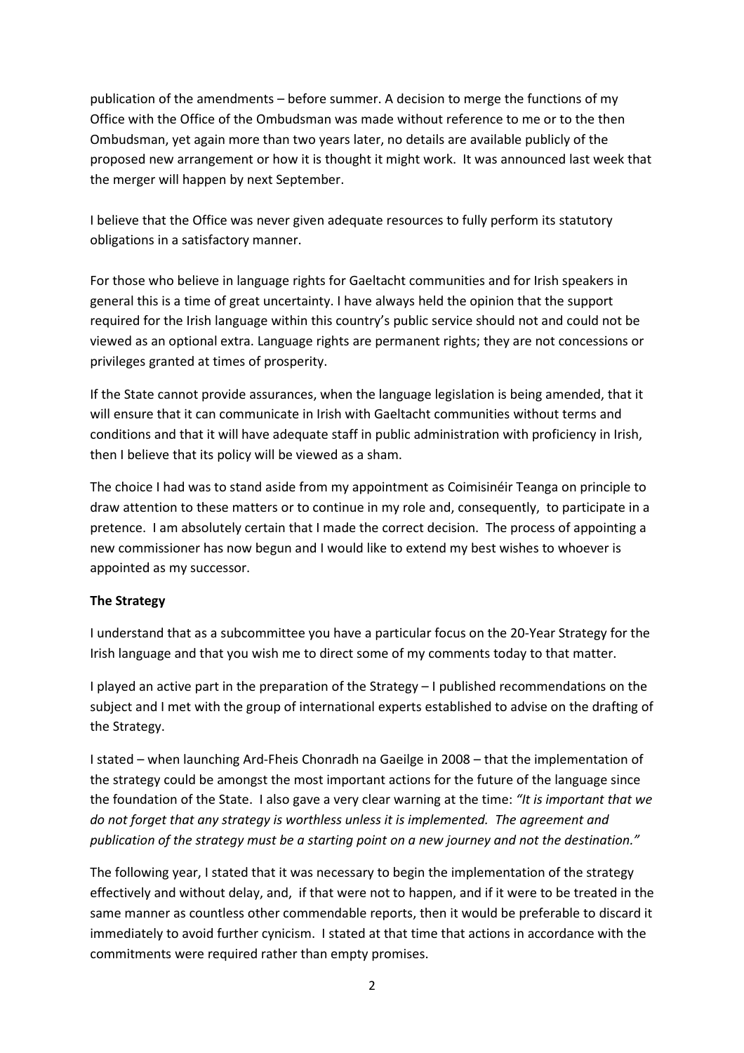publication of the amendments – before summer. A decision to merge the functions of my Office with the Office of the Ombudsman was made without reference to me or to the then Ombudsman, yet again more than two years later, no details are available publicly of the proposed new arrangement or how it is thought it might work. It was announced last week that the merger will happen by next September.

I believe that the Office was never given adequate resources to fully perform its statutory obligations in a satisfactory manner.

For those who believe in language rights for Gaeltacht communities and for Irish speakers in general this is a time of great uncertainty. I have always held the opinion that the support required for the Irish language within this country's public service should not and could not be viewed as an optional extra. Language rights are permanent rights; they are not concessions or privileges granted at times of prosperity.

If the State cannot provide assurances, when the language legislation is being amended, that it will ensure that it can communicate in Irish with Gaeltacht communities without terms and conditions and that it will have adequate staff in public administration with proficiency in Irish, then I believe that its policy will be viewed as a sham.

The choice I had was to stand aside from my appointment as Coimisinéir Teanga on principle to draw attention to these matters or to continue in my role and, consequently, to participate in a pretence. I am absolutely certain that I made the correct decision. The process of appointing a new commissioner has now begun and I would like to extend my best wishes to whoever is appointed as my successor.

**The Strategy**

I understand that as a subcommittee you have a particular focus on the 20-Year Strategy for the Irish language and that you wish me to direct some of my comments today to that matter.

I played an active part in the preparation of the Strategy – I published recommendations on the subject and I met with the group of international experts established to advise on the drafting of the Strategy.

I stated – when launching Ard-Fheis Chonradh na Gaeilge in 2008 – that the implementation of the strategy could be amongst the most important actions for the future of the language since the foundation of the State. I also gave a very clear warning at the time: *"It is important that we do not forget that any strategy is worthless unless it is implemented. The agreement and publication of the strategy must be a starting point on a new journey and not the destination."*

The following year, I stated that it was necessary to begin the implementation of the strategy effectively and without delay, and, if that were not to happen, and if it were to be treated in the same manner as countless other commendable reports, then it would be preferable to discard it immediately to avoid further cynicism. I stated at that time that actions in accordance with the commitments were required rather than empty promises.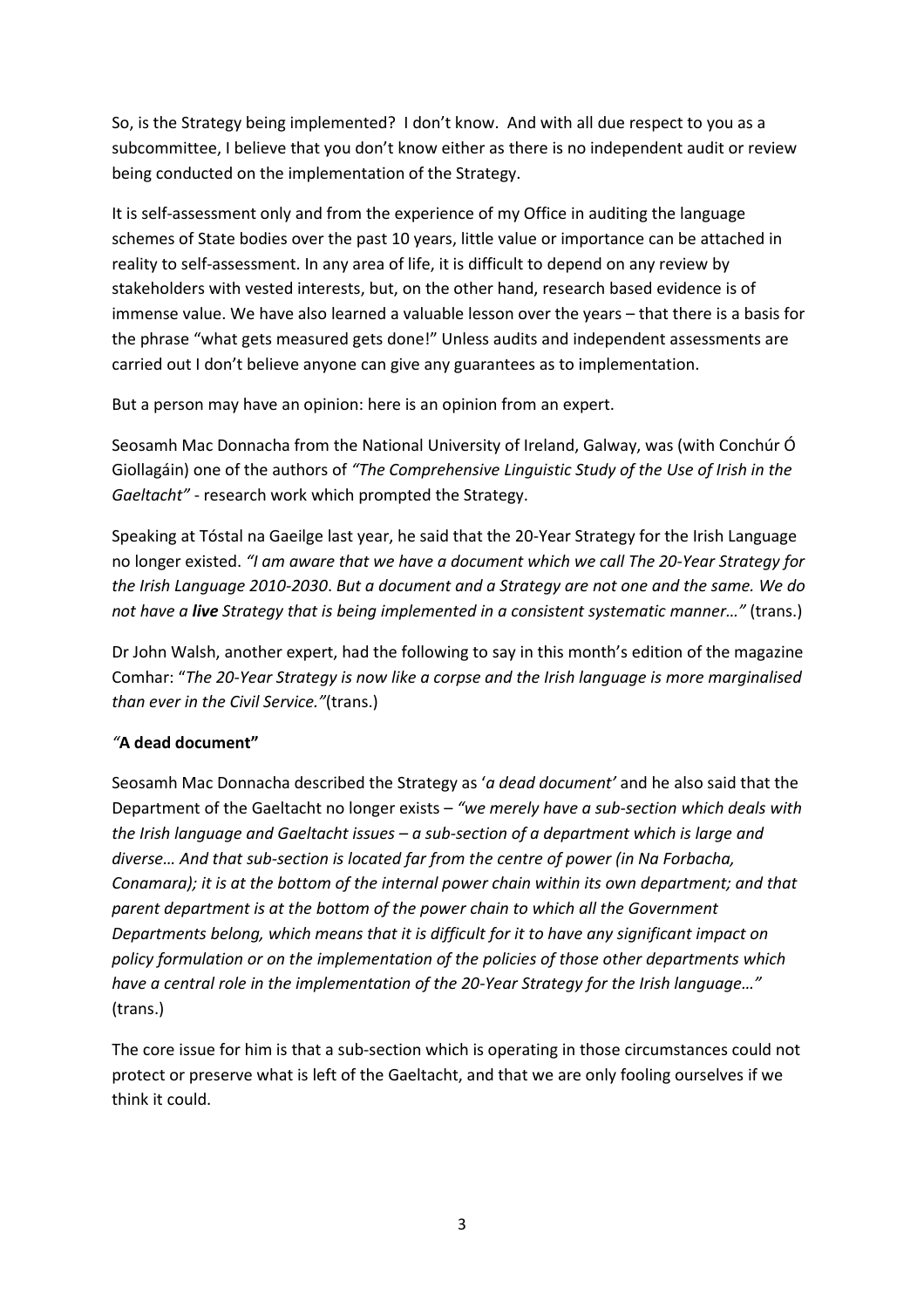So, is the Strategy being implemented? I don't know. And with all due respect to you as a subcommittee, I believe that you don't know either as there is no independent audit or review being conducted on the implementation of the Strategy.

It is self-assessment only and from the experience of my Office in auditing the language schemes of State bodies over the past 10 years, little value or importance can be attached in reality to self-assessment. In any area of life, it is difficult to depend on any review by stakeholders with vested interests, but, on the other hand, research based evidence is of immense value. We have also learned a valuable lesson over the years – that there is a basis for the phrase "what gets measured gets done!" Unless audits and independent assessments are carried out I don't believe anyone can give any guarantees as to implementation.

But a person may have an opinion: here is an opinion from an expert.

Seosamh Mac Donnacha from the National University of Ireland, Galway, was (with Conchúr Ó Giollagáin) one of the authors of *"The Comprehensive Linguistic Study of the Use of Irish in the Gaeltacht"* - research work which prompted the Strategy.

Speaking at Tóstal na Gaeilge last year, he said that the 20-Year Strategy for the Irish Language no longer existed. *"I am aware that we have a document which we call The 20-Year Strategy for the Irish Language 2010-2030. But a document and a Strategy are not one and the same. We do not have a* ***live*** *Strategy that is being implemented in a consistent systematic manner…"* (trans.)

Dr John Walsh, another expert, had the following to say in this month's edition of the magazine Comhar: "*The 20-Year Strategy is now like a corpse and the Irish language is more marginalised than ever in the Civil Service."*(trans.)

***"*A dead document"**

Seosamh Mac Donnacha described the Strategy as '*a dead document'* and he also said that the Department of the Gaeltacht no longer exists – *"we merely have a sub-section which deals with the Irish language and Gaeltacht issues – a sub-section of a department which is large and diverse… And that sub-section is located far from the centre of power (in Na Forbacha, Conamara); it is at the bottom of the internal power chain within its own department; and that parent department is at the bottom of the power chain to which all the Government Departments belong, which means that it is difficult for it to have any significant impact on policy formulation or on the implementation of the policies of those other departments which have a central role in the implementation of the 20-Year Strategy for the Irish language…"* (trans.)

The core issue for him is that a sub-section which is operating in those circumstances could not protect or preserve what is left of the Gaeltacht, and that we are only fooling ourselves if we think it could.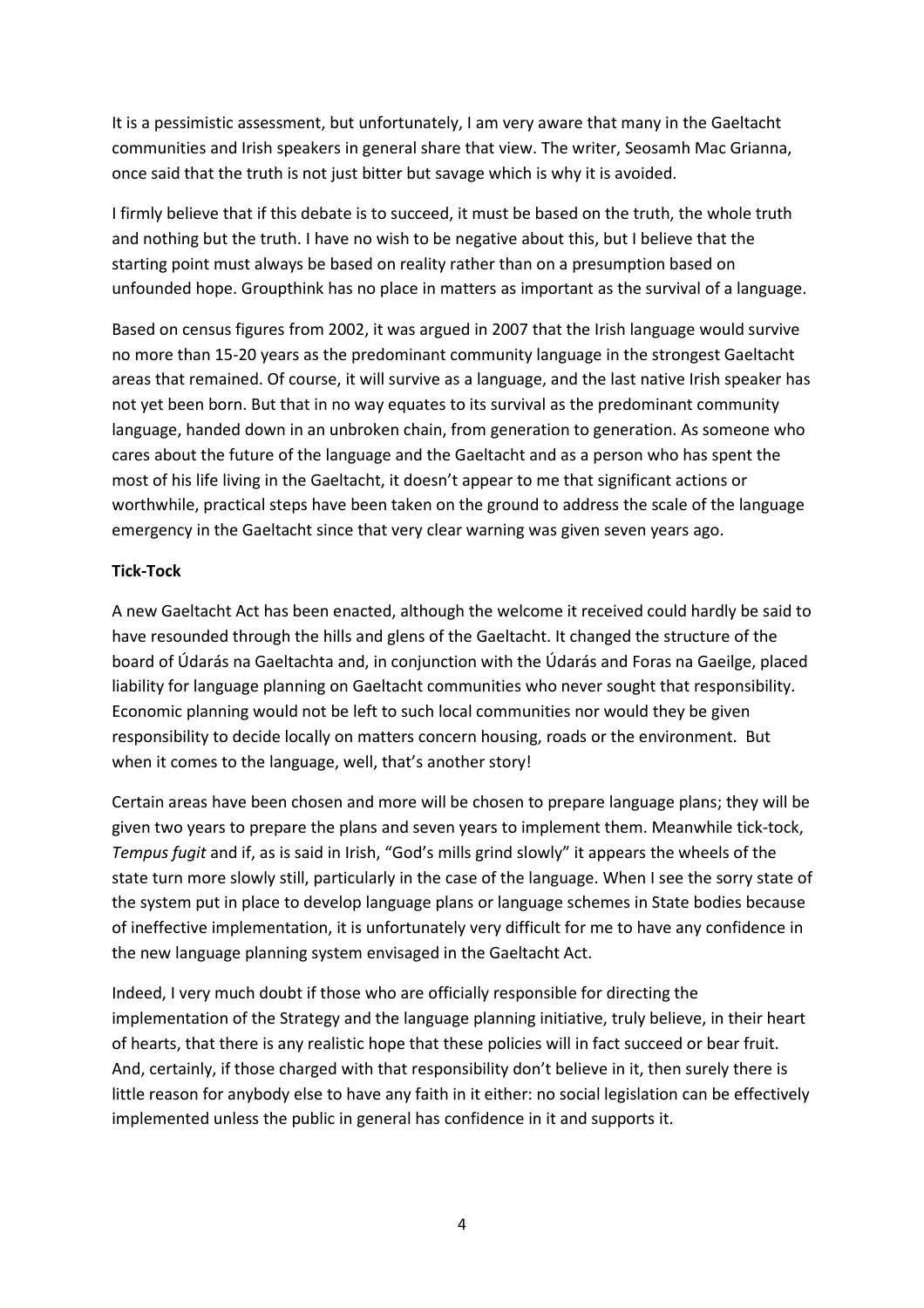It is a pessimistic assessment, but unfortunately, I am very aware that many in the Gaeltacht communities and Irish speakers in general share that view. The writer, Seosamh Mac Grianna, once said that the truth is not just bitter but savage which is why it is avoided.

I firmly believe that if this debate is to succeed, it must be based on the truth, the whole truth and nothing but the truth. I have no wish to be negative about this, but I believe that the starting point must always be based on reality rather than on a presumption based on unfounded hope. Groupthink has no place in matters as important as the survival of a language.

Based on census figures from 2002, it was argued in 2007 that the Irish language would survive no more than 15-20 years as the predominant community language in the strongest Gaeltacht areas that remained. Of course, it will survive as a language, and the last native Irish speaker has not yet been born. But that in no way equates to its survival as the predominant community language, handed down in an unbroken chain, from generation to generation. As someone who cares about the future of the language and the Gaeltacht and as a person who has spent the most of his life living in the Gaeltacht, it doesn't appear to me that significant actions or worthwhile, practical steps have been taken on the ground to address the scale of the language emergency in the Gaeltacht since that very clear warning was given seven years ago.

**Tick-Tock**

A new Gaeltacht Act has been enacted, although the welcome it received could hardly be said to have resounded through the hills and glens of the Gaeltacht. It changed the structure of the board of Údarás na Gaeltachta and, in conjunction with the Údarás and Foras na Gaeilge, placed liability for language planning on Gaeltacht communities who never sought that responsibility. Economic planning would not be left to such local communities nor would they be given responsibility to decide locally on matters concern housing, roads or the environment. But when it comes to the language, well, that's another story!

Certain areas have been chosen and more will be chosen to prepare language plans; they will be given two years to prepare the plans and seven years to implement them. Meanwhile tick-tock, *Tempus fugit* and if, as is said in Irish, "God's mills grind slowly" it appears the wheels of the state turn more slowly still, particularly in the case of the language. When I see the sorry state of the system put in place to develop language plans or language schemes in State bodies because of ineffective implementation, it is unfortunately very difficult for me to have any confidence in the new language planning system envisaged in the Gaeltacht Act.

Indeed, I very much doubt if those who are officially responsible for directing the implementation of the Strategy and the language planning initiative, truly believe, in their heart of hearts, that there is any realistic hope that these policies will in fact succeed or bear fruit. And, certainly, if those charged with that responsibility don't believe in it, then surely there is little reason for anybody else to have any faith in it either: no social legislation can be effectively implemented unless the public in general has confidence in it and supports it.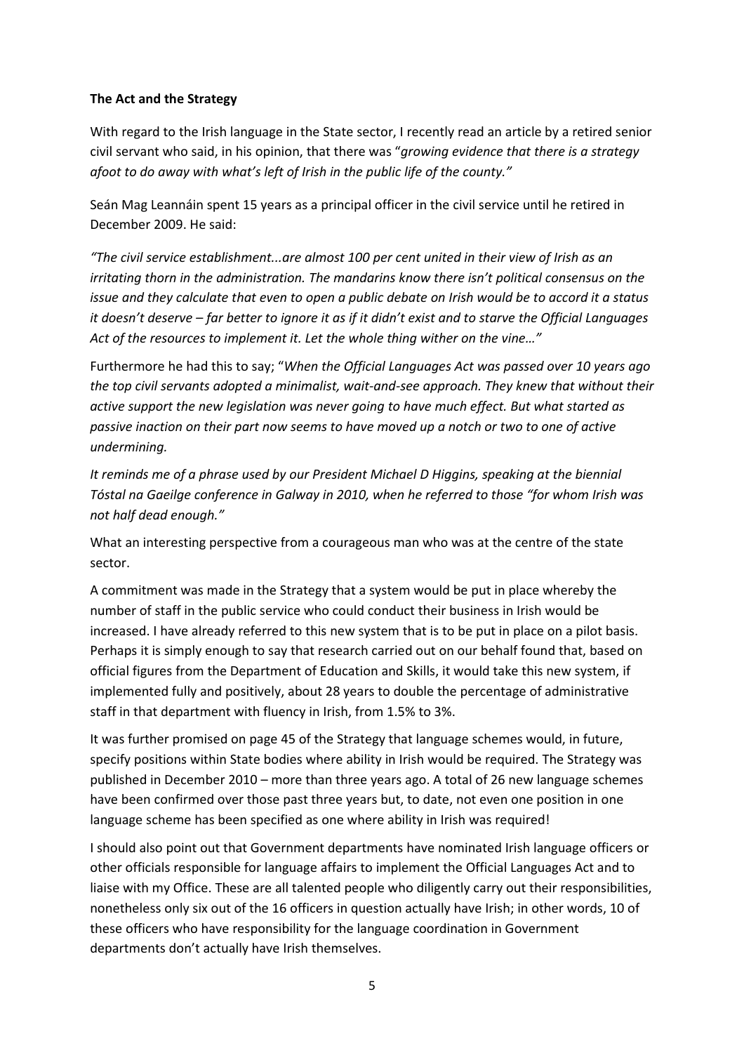**The Act and the Strategy**

With regard to the Irish language in the State sector, I recently read an article by a retired senior civil servant who said, in his opinion, that there was "*growing evidence that there is a strategy afoot to do away with what's left of Irish in the public life of the county.*"

Seán Mag Leannáin spent 15 years as a principal officer in the civil service until he retired in December 2009. He said:

*"The civil service establishment...are almost 100 per cent united in their view of Irish as an irritating thorn in the administration. The mandarins know there isn't political consensus on the issue and they calculate that even to open a public debate on Irish would be to accord it a status it doesn't deserve – far better to ignore it as if it didn't exist and to starve the Official Languages Act of the resources to implement it. Let the whole thing wither on the vine…"*

Furthermore he had this to say; "*When the Official Languages Act was passed over 10 years ago the top civil servants adopted a minimalist, wait-and-see approach. They knew that without their active support the new legislation was never going to have much effect. But what started as passive inaction on their part now seems to have moved up a notch or two to one of active undermining.*

*It reminds me of a phrase used by our President Michael D Higgins, speaking at the biennial Tóstal na Gaeilge conference in Galway in 2010, when he referred to those "for whom Irish was not half dead enough."*

What an interesting perspective from a courageous man who was at the centre of the state sector.

A commitment was made in the Strategy that a system would be put in place whereby the number of staff in the public service who could conduct their business in Irish would be increased. I have already referred to this new system that is to be put in place on a pilot basis. Perhaps it is simply enough to say that research carried out on our behalf found that, based on official figures from the Department of Education and Skills, it would take this new system, if implemented fully and positively, about 28 years to double the percentage of administrative staff in that department with fluency in Irish, from 1.5% to 3%.

It was further promised on page 45 of the Strategy that language schemes would, in future, specify positions within State bodies where ability in Irish would be required. The Strategy was published in December 2010 – more than three years ago. A total of 26 new language schemes have been confirmed over those past three years but, to date, not even one position in one language scheme has been specified as one where ability in Irish was required!

I should also point out that Government departments have nominated Irish language officers or other officials responsible for language affairs to implement the Official Languages Act and to liaise with my Office. These are all talented people who diligently carry out their responsibilities, nonetheless only six out of the 16 officers in question actually have Irish; in other words, 10 of these officers who have responsibility for the language coordination in Government departments don't actually have Irish themselves.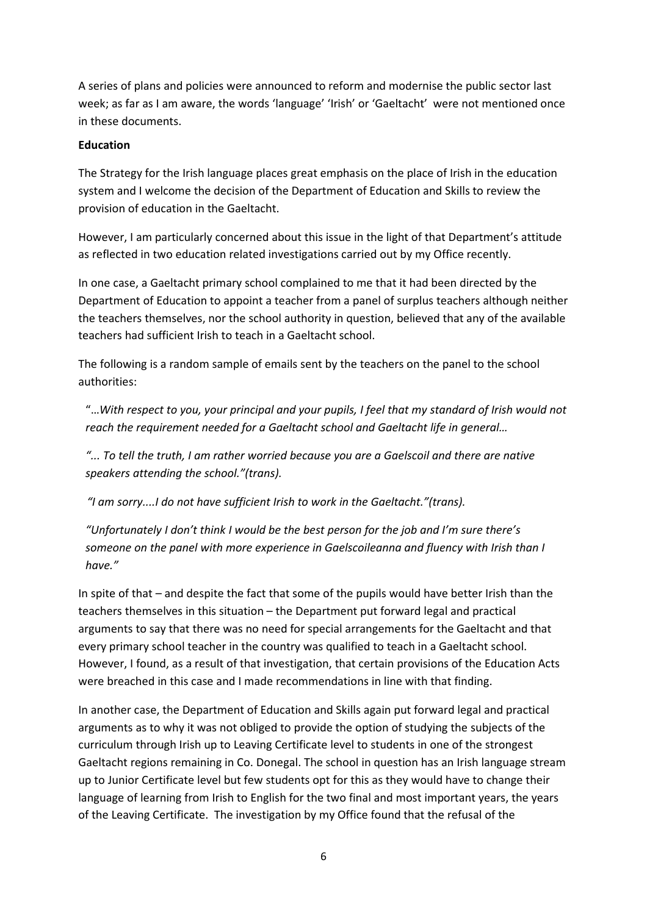A series of plans and policies were announced to reform and modernise the public sector last week; as far as I am aware, the words 'language' 'Irish' or 'Gaeltacht' were not mentioned once in these documents.

**Education**

The Strategy for the Irish language places great emphasis on the place of Irish in the education system and I welcome the decision of the Department of Education and Skills to review the provision of education in the Gaeltacht.

However, I am particularly concerned about this issue in the light of that Department's attitude as reflected in two education related investigations carried out by my Office recently.

In one case, a Gaeltacht primary school complained to me that it had been directed by the Department of Education to appoint a teacher from a panel of surplus teachers although neither the teachers themselves, nor the school authority in question, believed that any of the available teachers had sufficient Irish to teach in a Gaeltacht school.

The following is a random sample of emails sent by the teachers on the panel to the school authorities:

> "…*With respect to you, your principal and your pupils, I feel that my standard of Irish would not reach the requirement needed for a Gaeltacht school and Gaeltacht life in general…*
>
> *"... To tell the truth, I am rather worried because you are a Gaelscoil and there are native speakers attending the school."(trans).*
>
> *"I am sorry....I do not have sufficient Irish to work in the Gaeltacht."(trans).*
>
> *"Unfortunately I don't think I would be the best person for the job and I'm sure there's someone on the panel with more experience in Gaelscoileanna and fluency with Irish than I have."*

In spite of that – and despite the fact that some of the pupils would have better Irish than the teachers themselves in this situation – the Department put forward legal and practical arguments to say that there was no need for special arrangements for the Gaeltacht and that every primary school teacher in the country was qualified to teach in a Gaeltacht school. However, I found, as a result of that investigation, that certain provisions of the Education Acts were breached in this case and I made recommendations in line with that finding.

In another case, the Department of Education and Skills again put forward legal and practical arguments as to why it was not obliged to provide the option of studying the subjects of the curriculum through Irish up to Leaving Certificate level to students in one of the strongest Gaeltacht regions remaining in Co. Donegal. The school in question has an Irish language stream up to Junior Certificate level but few students opt for this as they would have to change their language of learning from Irish to English for the two final and most important years, the years of the Leaving Certificate. The investigation by my Office found that the refusal of the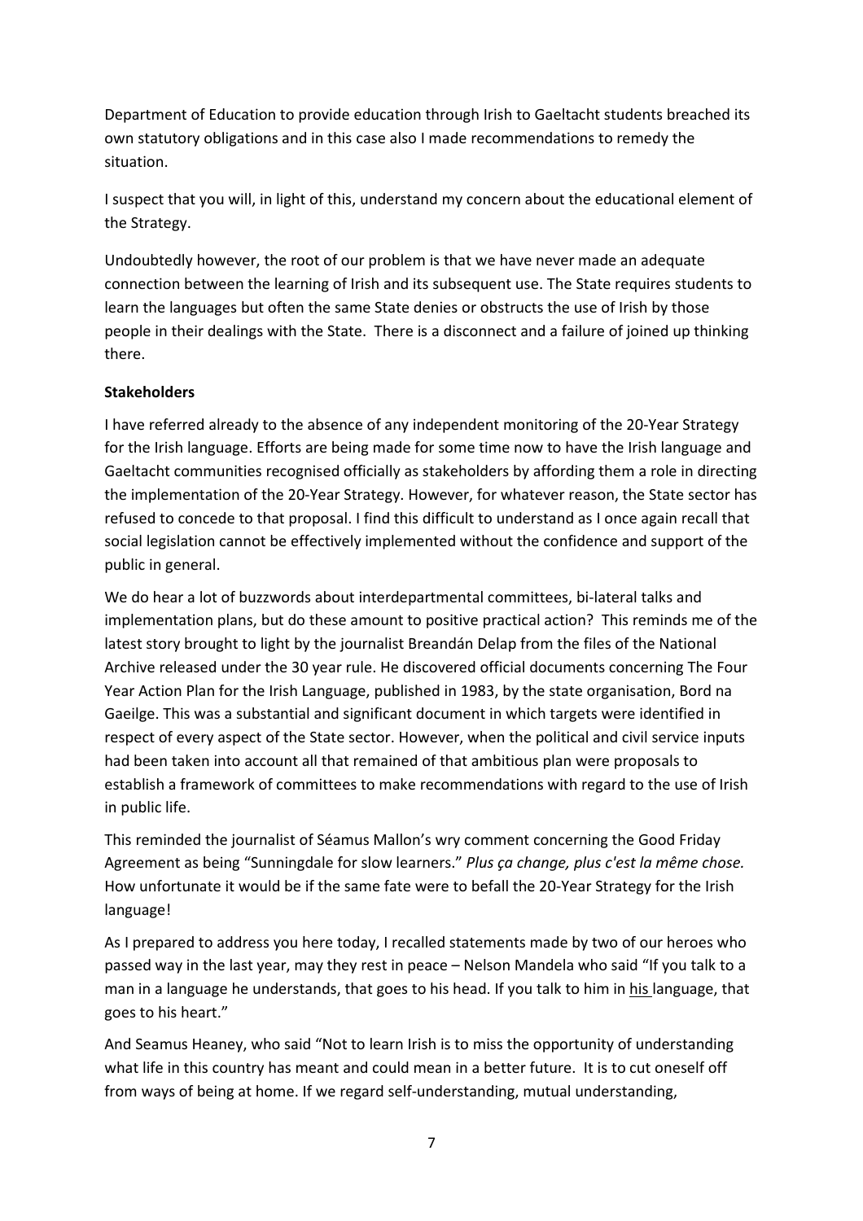Department of Education to provide education through Irish to Gaeltacht students breached its own statutory obligations and in this case also I made recommendations to remedy the situation.

I suspect that you will, in light of this, understand my concern about the educational element of the Strategy.

Undoubtedly however, the root of our problem is that we have never made an adequate connection between the learning of Irish and its subsequent use. The State requires students to learn the languages but often the same State denies or obstructs the use of Irish by those people in their dealings with the State. There is a disconnect and a failure of joined up thinking there.

**Stakeholders**

I have referred already to the absence of any independent monitoring of the 20-Year Strategy for the Irish language. Efforts are being made for some time now to have the Irish language and Gaeltacht communities recognised officially as stakeholders by affording them a role in directing the implementation of the 20-Year Strategy. However, for whatever reason, the State sector has refused to concede to that proposal. I find this difficult to understand as I once again recall that social legislation cannot be effectively implemented without the confidence and support of the public in general.

We do hear a lot of buzzwords about interdepartmental committees, bi-lateral talks and implementation plans, but do these amount to positive practical action? This reminds me of the latest story brought to light by the journalist Breandán Delap from the files of the National Archive released under the 30 year rule. He discovered official documents concerning The Four Year Action Plan for the Irish Language, published in 1983, by the state organisation, Bord na Gaeilge. This was a substantial and significant document in which targets were identified in respect of every aspect of the State sector. However, when the political and civil service inputs had been taken into account all that remained of that ambitious plan were proposals to establish a framework of committees to make recommendations with regard to the use of Irish in public life.

This reminded the journalist of Séamus Mallon's wry comment concerning the Good Friday Agreement as being "Sunningdale for slow learners." *Plus ça change, plus c'est la même chose.* How unfortunate it would be if the same fate were to befall the 20-Year Strategy for the Irish language!

As I prepared to address you here today, I recalled statements made by two of our heroes who passed way in the last year, may they rest in peace – Nelson Mandela who said "If you talk to a man in a language he understands, that goes to his head. If you talk to him in <u>his</u> language, that goes to his heart."

And Seamus Heaney, who said "Not to learn Irish is to miss the opportunity of understanding what life in this country has meant and could mean in a better future. It is to cut oneself off from ways of being at home. If we regard self-understanding, mutual understanding,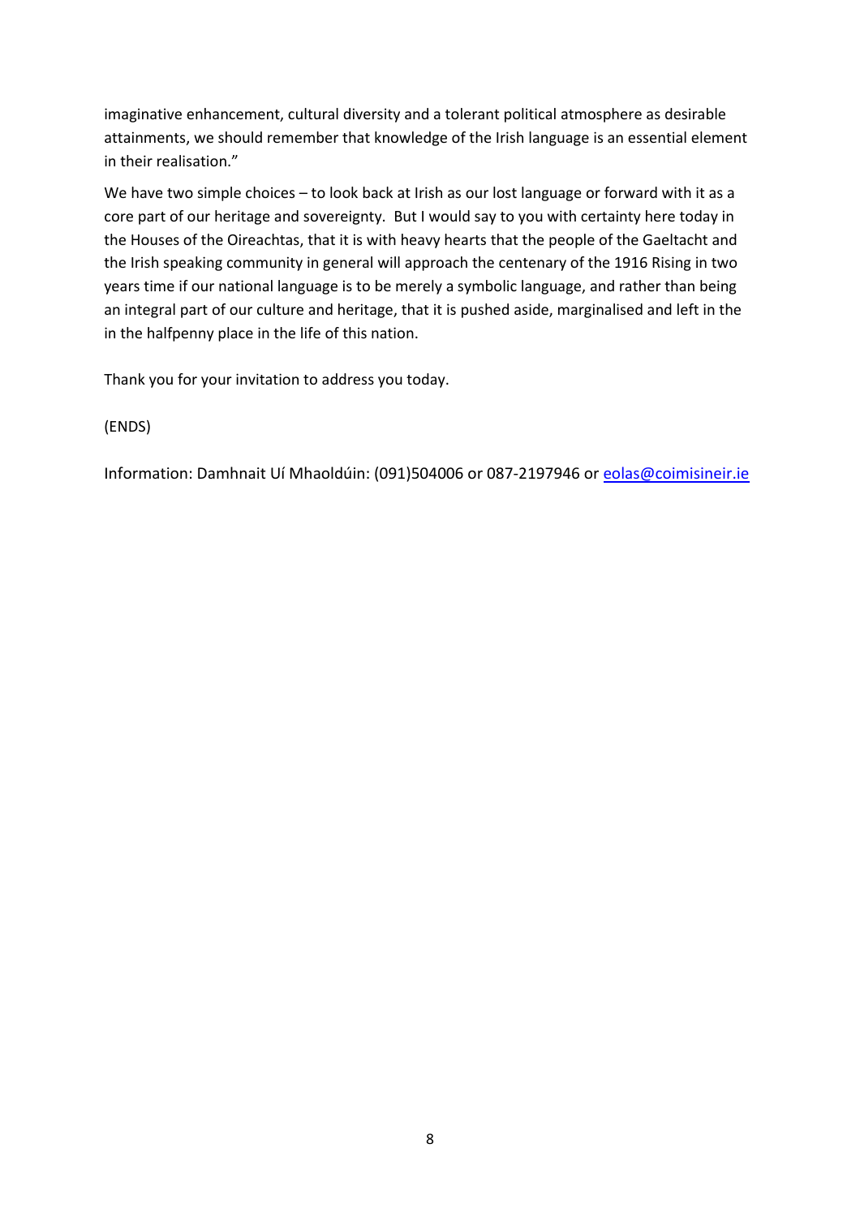imaginative enhancement, cultural diversity and a tolerant political atmosphere as desirable attainments, we should remember that knowledge of the Irish language is an essential element in their realisation."

We have two simple choices – to look back at Irish as our lost language or forward with it as a core part of our heritage and sovereignty. But I would say to you with certainty here today in the Houses of the Oireachtas, that it is with heavy hearts that the people of the Gaeltacht and the Irish speaking community in general will approach the centenary of the 1916 Rising in two years time if our national language is to be merely a symbolic language, and rather than being an integral part of our culture and heritage, that it is pushed aside, marginalised and left in the in the halfpenny place in the life of this nation.

Thank you for your invitation to address you today.

(ENDS)

Information: Damhnait Uí Mhaoldúin: (091)504006 or 087-2197946 or eolas@coimisineir.ie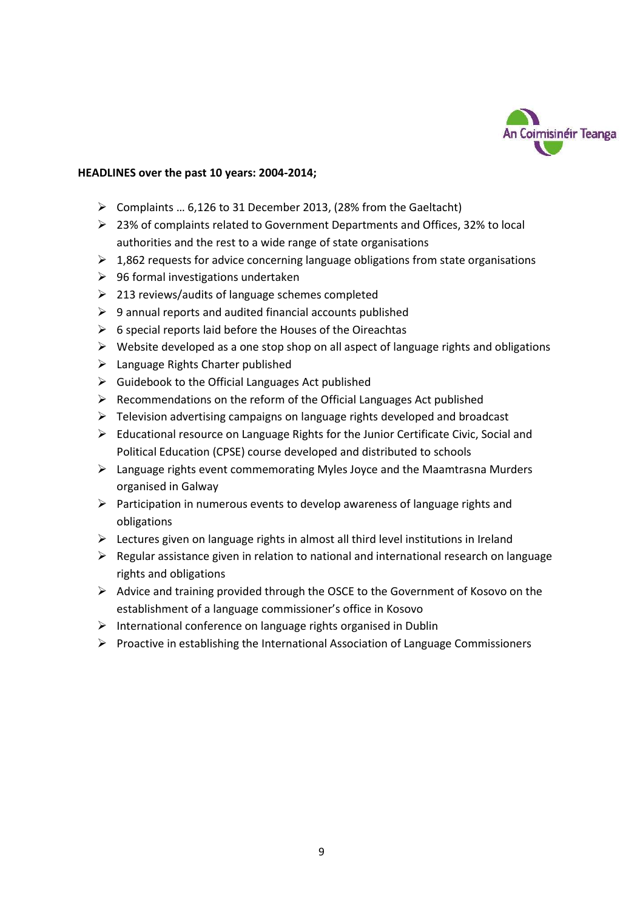**HEADLINES over the past 10 years: 2004-2014;**

- Complaints … 6,126 to 31 December 2013, (28% from the Gaeltacht)
- 23% of complaints related to Government Departments and Offices, 32% to local authorities and the rest to a wide range of state organisations
- 1,862 requests for advice concerning language obligations from state organisations
- 96 formal investigations undertaken
- 213 reviews/audits of language schemes completed
- 9 annual reports and audited financial accounts published
- 6 special reports laid before the Houses of the Oireachtas
- Website developed as a one stop shop on all aspect of language rights and obligations
- Language Rights Charter published
- Guidebook to the Official Languages Act published
- Recommendations on the reform of the Official Languages Act published
- Television advertising campaigns on language rights developed and broadcast
- Educational resource on Language Rights for the Junior Certificate Civic, Social and Political Education (CPSE) course developed and distributed to schools
- Language rights event commemorating Myles Joyce and the Maamtrasna Murders organised in Galway
- Participation in numerous events to develop awareness of language rights and obligations
- Lectures given on language rights in almost all third level institutions in Ireland
- Regular assistance given in relation to national and international research on language rights and obligations
- Advice and training provided through the OSCE to the Government of Kosovo on the establishment of a language commissioner's office in Kosovo
- International conference on language rights organised in Dublin
- Proactive in establishing the International Association of Language Commissioners